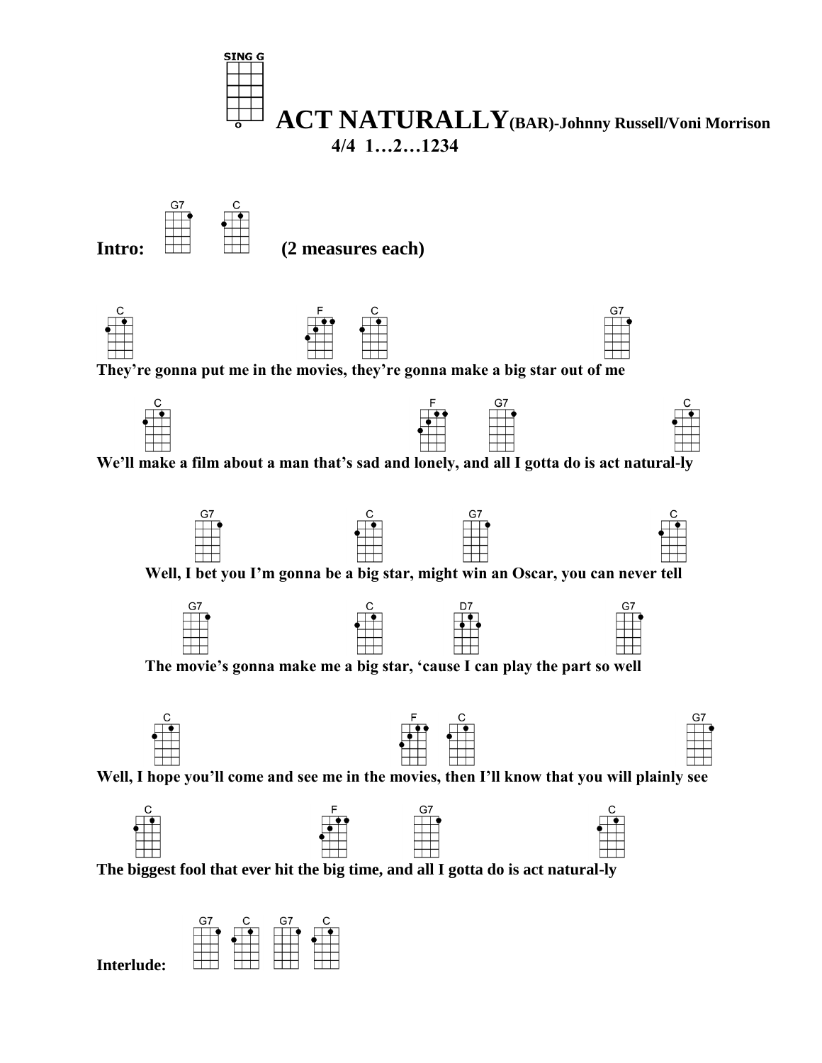SING G

# ACT NATURALLY(BAR)-Johnny Russell/Voni Morrison

**4/4 1…2…1234**

**Intro:** G7 C **(2 measures each)**

C F C G7
**They're gonna put me in the movies, they're gonna make a big star out of me**

C F G7 C
**We'll make a film about a man that's sad and lonely, and all I gotta do is act natural-ly**

G7 C G7 C
**Well, I bet you I'm gonna be a big star, might win an Oscar, you can never tell**

G7 C D7 G7
**The movie's gonna make me a big star, 'cause I can play the part so well**

C F C G7
**Well, I hope you'll come and see me in the movies, then I'll know that you will plainly see**

C F G7 C
**The biggest fool that ever hit the big time, and all I gotta do is act natural-ly**

**Interlude:** G7 C G7 C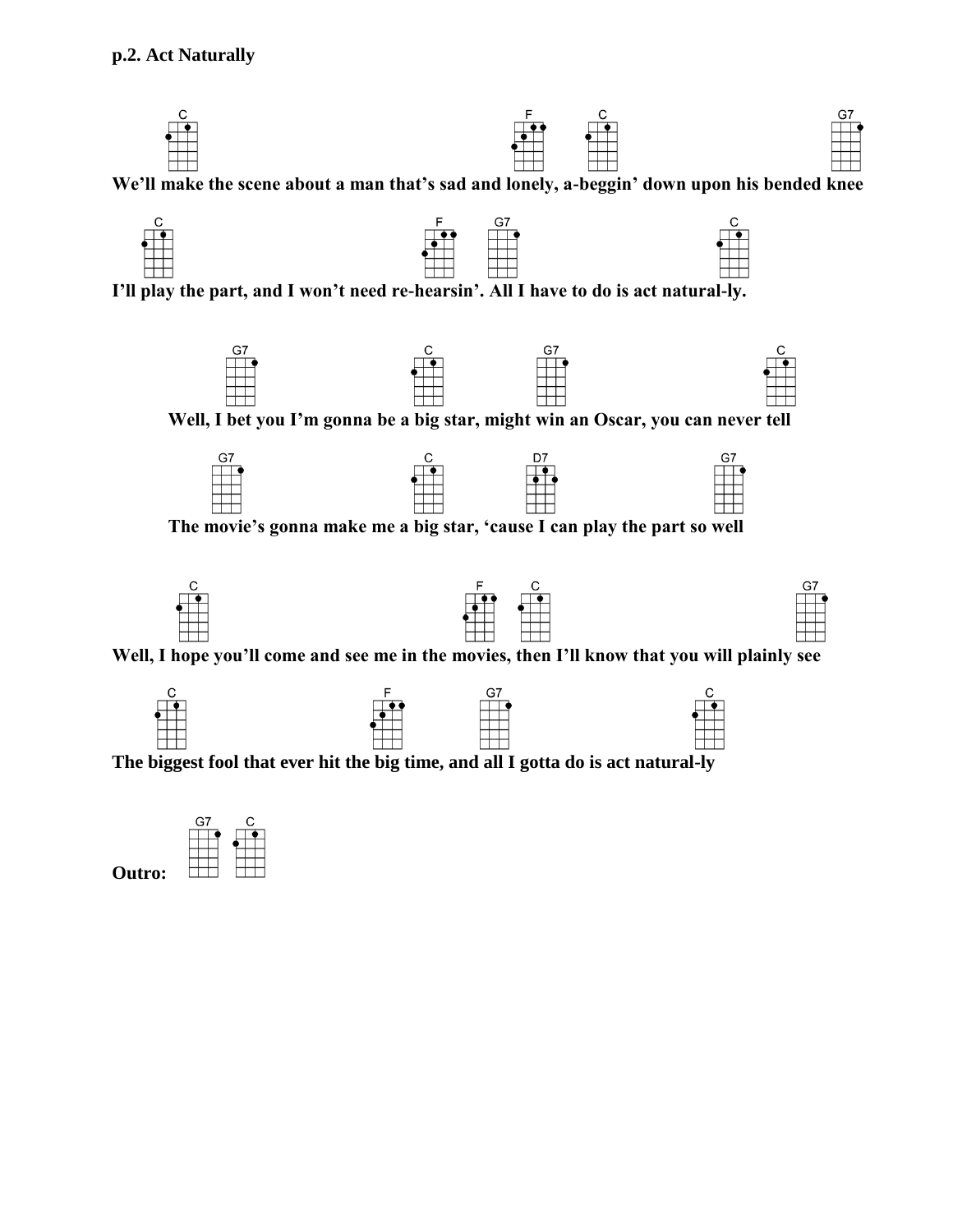**p.2. Act Naturally**

C F C G7
**We'll make the scene about a man that's sad and lonely, a-beggin' down upon his bended knee**

C F G7 C
**I'll play the part, and I won't need re-hearsin'. All I have to do is act natural-ly.**

G7 C G7 C
**Well, I bet you I'm gonna be a big star, might win an Oscar, you can never tell**

G7 C D7 G7
**The movie's gonna make me a big star, 'cause I can play the part so well**

C F C G7
**Well, I hope you'll come and see me in the movies, then I'll know that you will plainly see**

C F G7 C
**The biggest fool that ever hit the big time, and all I gotta do is act natural-ly**

**Outro:** G7 C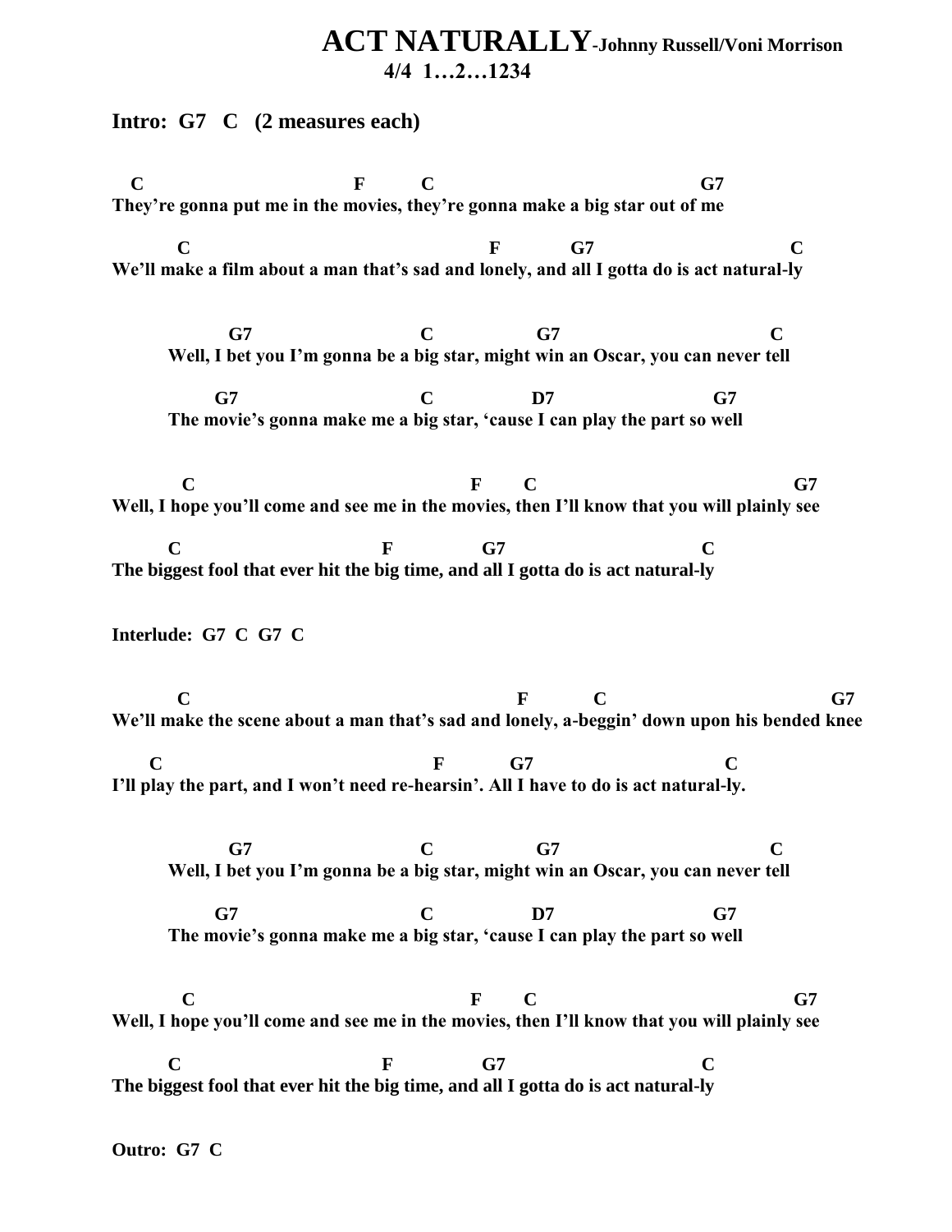# ACT NATURALLY-Johnny Russell/Voni Morrison

**4/4 1…2…1234**

**Intro: G7 C (2 measures each)**

```
   C                                F         C                                      G7
They're gonna put me in the movies, they're gonna make a big star out of me

          C                                            F            G7                          C
We'll make a film about a man that's sad and lonely, and all I gotta do is act natural-ly


              G7                         C                G7                                C
        Well, I bet you I'm gonna be a big star, might win an Oscar, you can never tell

           G7                            C              D7                          G7
        The movie's gonna make me a big star, 'cause I can play the part so well


          C                                        F       C                                        G7
Well, I hope you'll come and see me in the movies, then I'll know that you will plainly see

        C                          F               G7                              C
The biggest fool that ever hit the big time, and all I gotta do is act natural-ly
```

**Interlude: G7 C G7 C**

```
          C                                             F           C                                      G7
We'll make the scene about a man that's sad and lonely, a-beggin' down upon his bended knee

      C                                   F           G7                            C
I'll play the part, and I won't need re-hearsin'. All I have to do is act natural-ly.


              G7                         C                G7                                C
        Well, I bet you I'm gonna be a big star, might win an Oscar, you can never tell

           G7                            C              D7                          G7
        The movie's gonna make me a big star, 'cause I can play the part so well


          C                                        F       C                                        G7
Well, I hope you'll come and see me in the movies, then I'll know that you will plainly see

        C                          F               G7                              C
The biggest fool that ever hit the big time, and all I gotta do is act natural-ly
```

**Outro: G7 C**